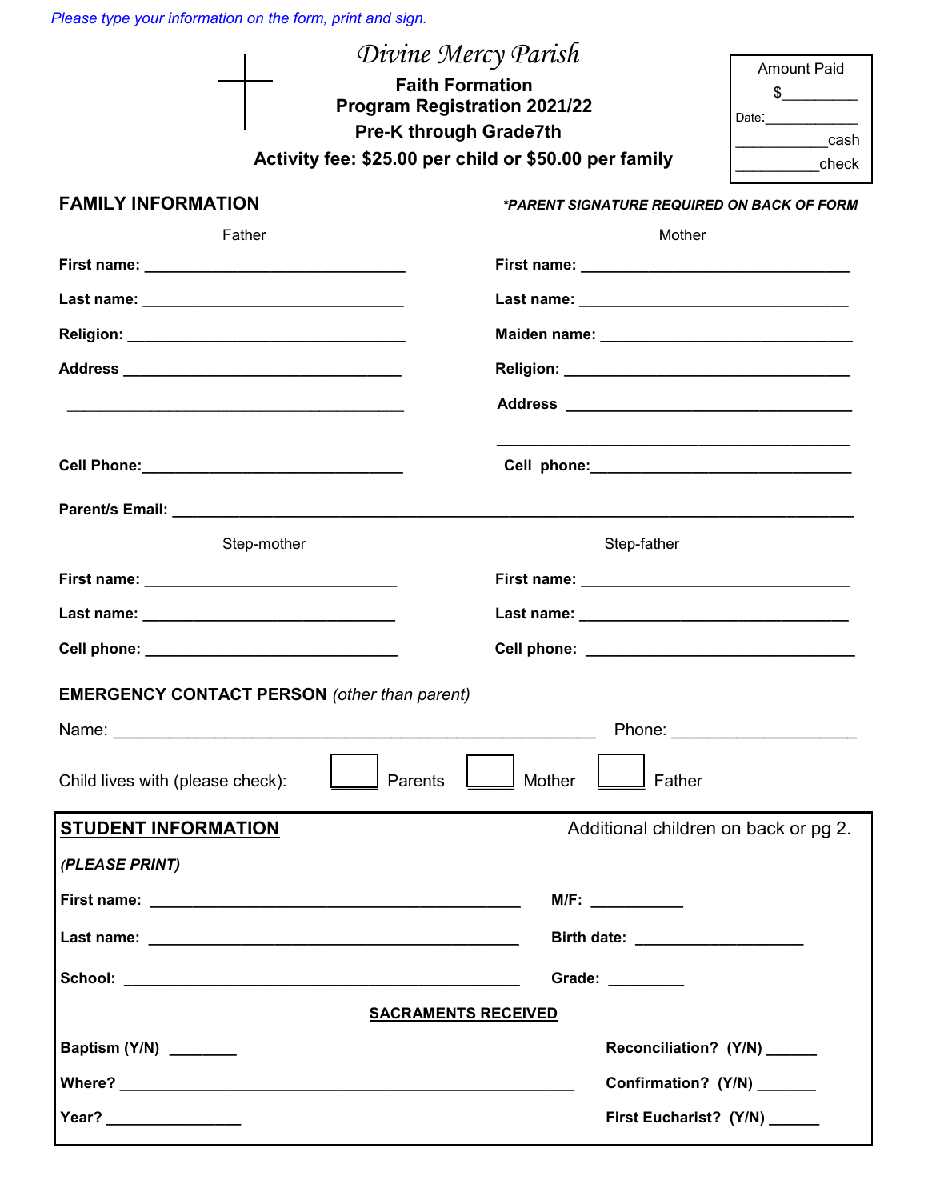*Please type your information on the form, print and sign.*

# Divine Mercy Parish

**Faith Formation**
**Program Registration 2021/22**
**Pre-K through Grade7th**
**Activity fee: $25.00 per child or $50.00 per family**

| Amount Paid |
|---|
| $__________ |
| Date:_____________ |
| ___________cash |
| __________check |

## FAMILY INFORMATION

***PARENT SIGNATURE REQUIRED ON BACK OF FORM**

Father

**First name:** ______________________________

**Last name:** ______________________________

**Religion:** ______________________________

**Address** ______________________________

______________________________

**Cell Phone:**______________________________

Mother

**First name:** ______________________________

**Last name:** ______________________________

**Maiden name:** ______________________________

**Religion:** ______________________________

**Address** ______________________________

______________________________

**Cell phone:**______________________________

**Parent/s Email:** ______________________________________________________________

Step-mother

**First name:** ______________________________

**Last name:** ______________________________

**Cell phone:** ______________________________

Step-father

**First name:** ______________________________

**Last name:** ______________________________

**Cell phone:** ______________________________

**EMERGENCY CONTACT PERSON** *(other than parent)*

Name: ______________________________________________ Phone: ____________________

Child lives with (please check): ☐ Parents ☐ Mother ☐ Father

## STUDENT INFORMATION

Additional children on back or pg 2.

***(PLEASE PRINT)***

**First name:** ________________________________________ **M/F:** __________

**Last name:** ________________________________________ **Birth date:** ____________________

**School:** ________________________________________ **Grade:** _________

**SACRAMENTS RECEIVED**

**Baptism (Y/N)** ________

**Where?** ______________________________________________________

**Year?** ________________

**Reconciliation? (Y/N)** ______

**Confirmation? (Y/N)** _______

**First Eucharist? (Y/N)** ______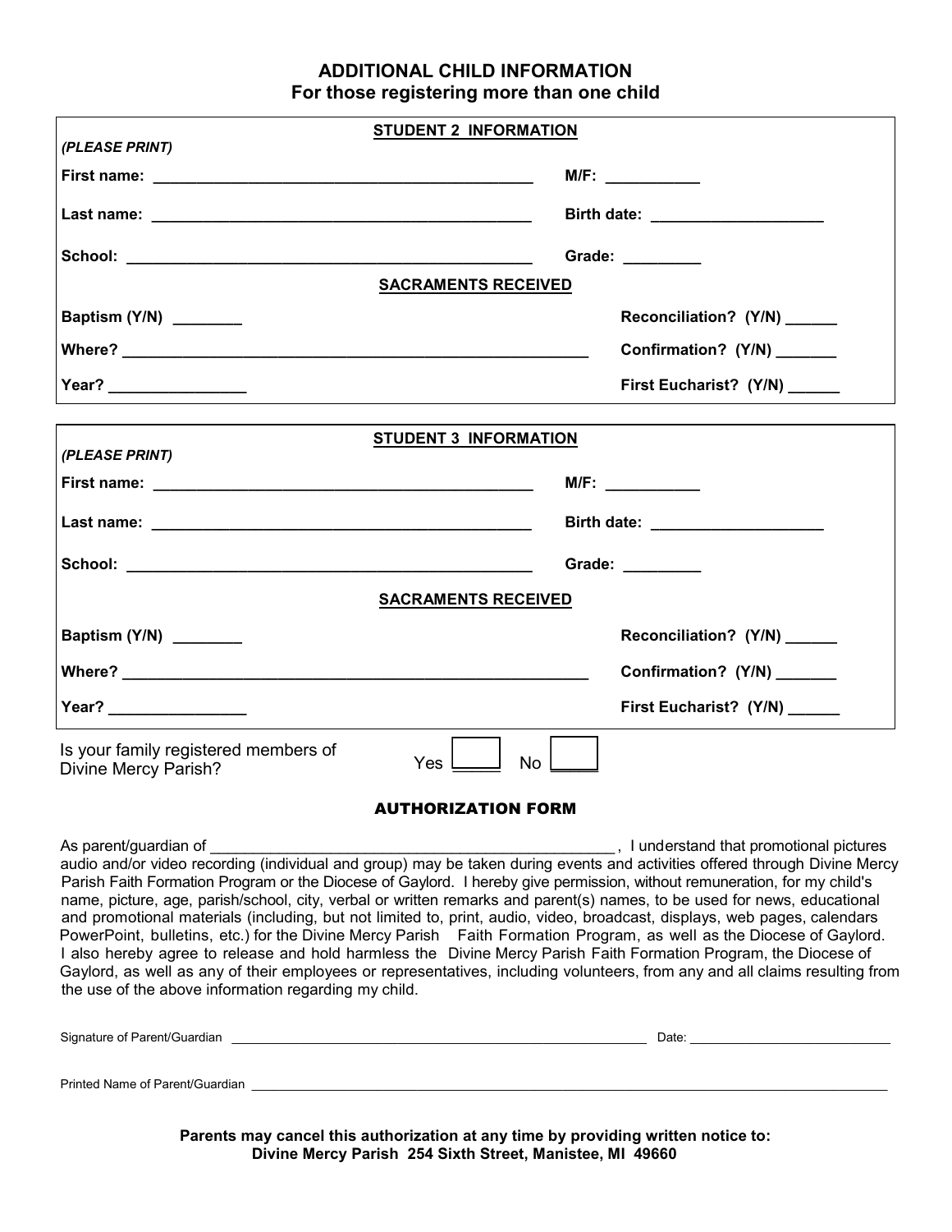# ADDITIONAL CHILD INFORMATION
## For those registering more than one child

### STUDENT 2 INFORMATION

*(PLEASE PRINT)*

**First name:** ____________________________________________ **M/F:** __________

**Last name:** ____________________________________________ **Birth date:** ___________________

**School:** _______________________________________________ **Grade:** ________

**SACRAMENTS RECEIVED**

**Baptism (Y/N)** ________ **Reconciliation? (Y/N)** ______

**Where?** ______________________________________________________ **Confirmation? (Y/N)** _______

**Year?** ________________ **First Eucharist? (Y/N)** ______

### STUDENT 3 INFORMATION

*(PLEASE PRINT)*

**First name:** ____________________________________________ **M/F:** __________

**Last name:** ____________________________________________ **Birth date:** ___________________

**School:** _______________________________________________ **Grade:** ________

**SACRAMENTS RECEIVED**

**Baptism (Y/N)** ________ **Reconciliation? (Y/N)** ______

**Where?** ______________________________________________________ **Confirmation? (Y/N)** _______

**Year?** ________________ **First Eucharist? (Y/N)** ______

Is your family registered members of Divine Mercy Parish? Yes ☐ No ☐

## AUTHORIZATION FORM

As parent/guardian of __________________________________________________, I understand that promotional pictures audio and/or video recording (individual and group) may be taken during events and activities offered through Divine Mercy Parish Faith Formation Program or the Diocese of Gaylord. I hereby give permission, without remuneration, for my child's name, picture, age, parish/school, city, verbal or written remarks and parent(s) names, to be used for news, educational and promotional materials (including, but not limited to, print, audio, video, broadcast, displays, web pages, calendars PowerPoint, bulletins, etc.) for the Divine Mercy Parish Faith Formation Program, as well as the Diocese of Gaylord. I also hereby agree to release and hold harmless the Divine Mercy Parish Faith Formation Program, the Diocese of Gaylord, as well as any of their employees or representatives, including volunteers, from any and all claims resulting from the use of the above information regarding my child.

Signature of Parent/Guardian ___________________________________________________________ Date: ___________________________

Printed Name of Parent/Guardian ____________________________________________________________________________________

**Parents may cancel this authorization at any time by providing written notice to:**
**Divine Mercy Parish 254 Sixth Street, Manistee, MI 49660**